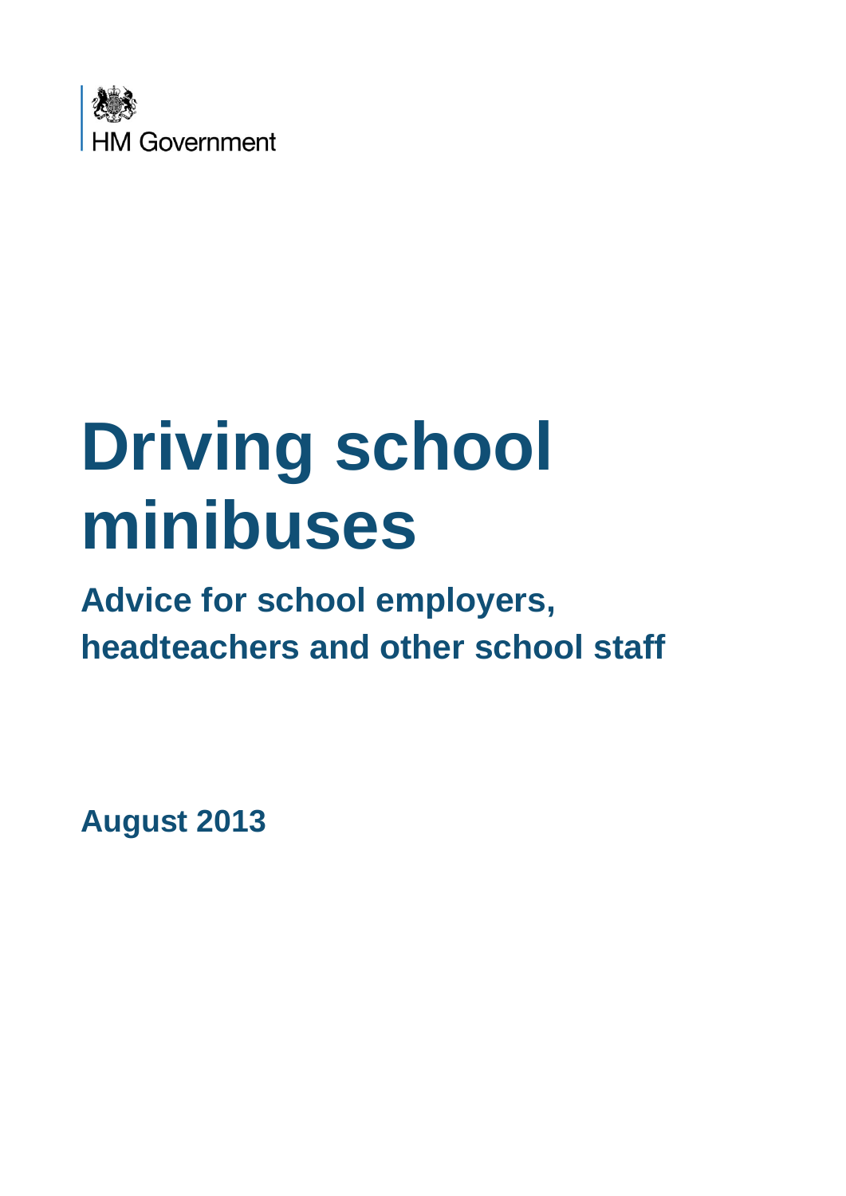HM Government

# Driving school minibuses

## Advice for school employers, headteachers and other school staff

**August 2013**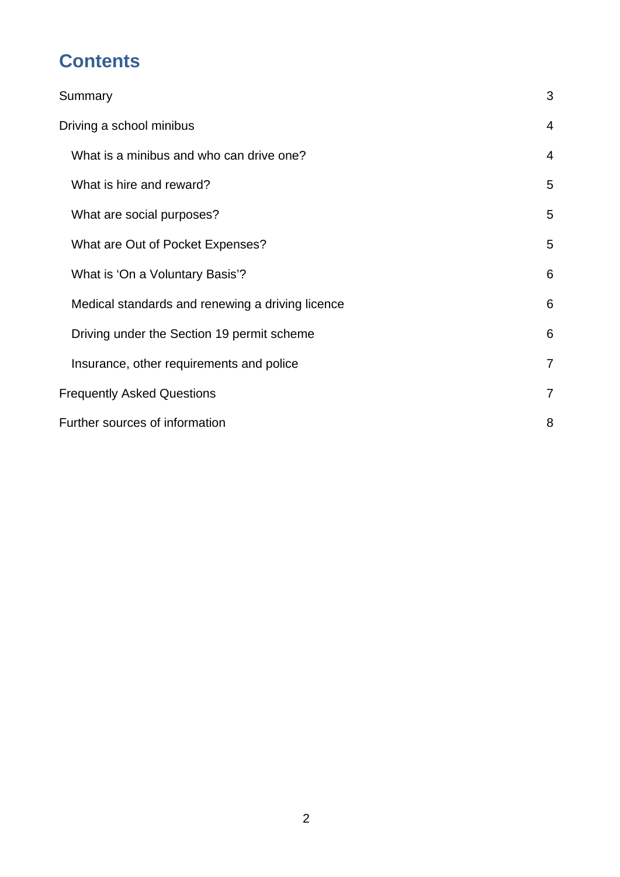## Contents

| | |
|---|---|
| Summary | 3 |
| Driving a school minibus | 4 |
| What is a minibus and who can drive one? | 4 |
| What is hire and reward? | 5 |
| What are social purposes? | 5 |
| What are Out of Pocket Expenses? | 5 |
| What is ‘On a Voluntary Basis’? | 6 |
| Medical standards and renewing a driving licence | 6 |
| Driving under the Section 19 permit scheme | 6 |
| Insurance, other requirements and police | 7 |
| Frequently Asked Questions | 7 |
| Further sources of information | 8 |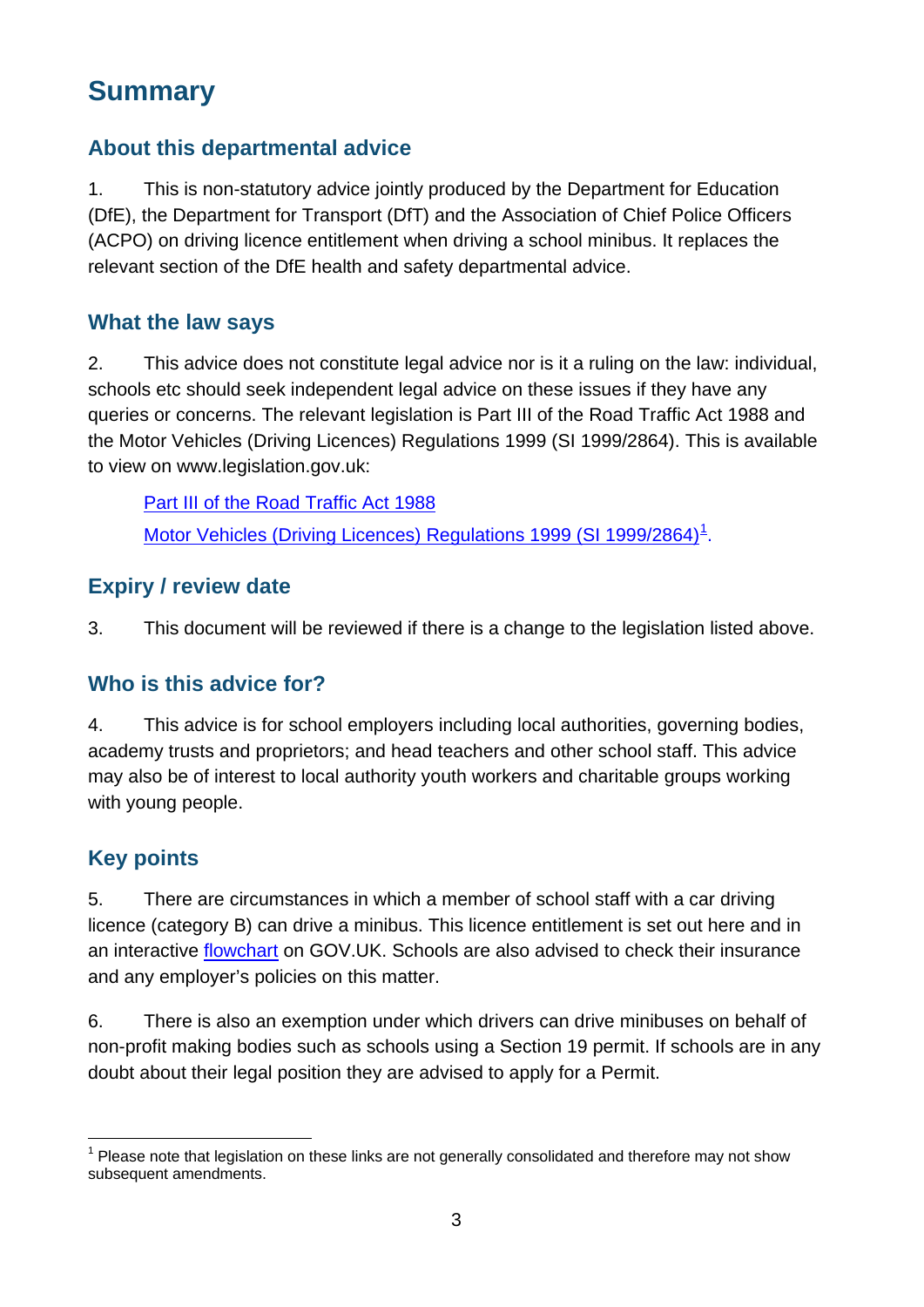# Summary

## About this departmental advice

1. This is non-statutory advice jointly produced by the Department for Education (DfE), the Department for Transport (DfT) and the Association of Chief Police Officers (ACPO) on driving licence entitlement when driving a school minibus. It replaces the relevant section of the DfE health and safety departmental advice.

## What the law says

2. This advice does not constitute legal advice nor is it a ruling on the law: individual, schools etc should seek independent legal advice on these issues if they have any queries or concerns. The relevant legislation is Part III of the Road Traffic Act 1988 and the Motor Vehicles (Driving Licences) Regulations 1999 (SI 1999/2864). This is available to view on www.legislation.gov.uk:

   Part III of the Road Traffic Act 1988

   Motor Vehicles (Driving Licences) Regulations 1999 (SI 1999/2864)[1].

## Expiry / review date

3. This document will be reviewed if there is a change to the legislation listed above.

## Who is this advice for?

4. This advice is for school employers including local authorities, governing bodies, academy trusts and proprietors; and head teachers and other school staff. This advice may also be of interest to local authority youth workers and charitable groups working with young people.

## Key points

5. There are circumstances in which a member of school staff with a car driving licence (category B) can drive a minibus. This licence entitlement is set out here and in an interactive flowchart on GOV.UK. Schools are also advised to check their insurance and any employer's policies on this matter.

6. There is also an exemption under which drivers can drive minibuses on behalf of non-profit making bodies such as schools using a Section 19 permit. If schools are in any doubt about their legal position they are advised to apply for a Permit.

---

[1] Please note that legislation on these links are not generally consolidated and therefore may not show subsequent amendments.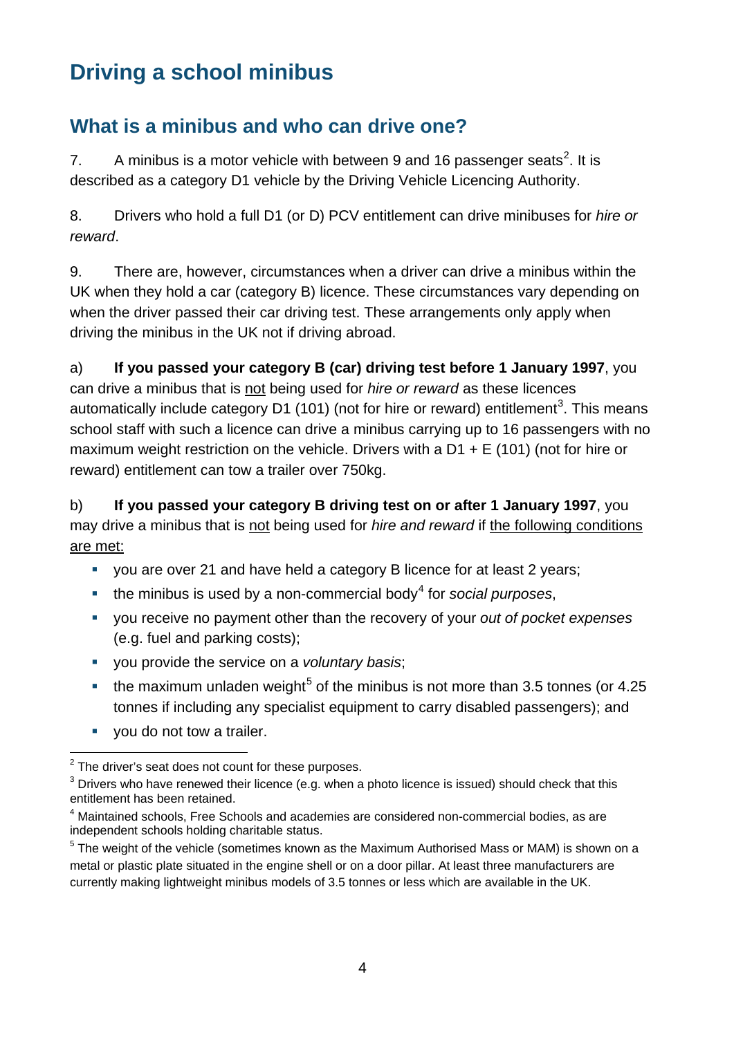# Driving a school minibus

## What is a minibus and who can drive one?

7. A minibus is a motor vehicle with between 9 and 16 passenger seats[2]. It is described as a category D1 vehicle by the Driving Vehicle Licencing Authority.

8. Drivers who hold a full D1 (or D) PCV entitlement can drive minibuses for *hire or reward*.

9. There are, however, circumstances when a driver can drive a minibus within the UK when they hold a car (category B) licence. These circumstances vary depending on when the driver passed their car driving test. These arrangements only apply when driving the minibus in the UK not if driving abroad.

a) **If you passed your category B (car) driving test before 1 January 1997**, you can drive a minibus that is not being used for *hire or reward* as these licences automatically include category D1 (101) (not for hire or reward) entitlement[3]. This means school staff with such a licence can drive a minibus carrying up to 16 passengers with no maximum weight restriction on the vehicle. Drivers with a D1 + E (101) (not for hire or reward) entitlement can tow a trailer over 750kg.

b) **If you passed your category B driving test on or after 1 January 1997**, you may drive a minibus that is not being used for *hire and reward* if the following conditions are met:

- you are over 21 and have held a category B licence for at least 2 years;
- the minibus is used by a non-commercial body[4] for *social purposes*,
- you receive no payment other than the recovery of your *out of pocket expenses* (e.g. fuel and parking costs);
- you provide the service on a *voluntary basis*;
- the maximum unladen weight[5] of the minibus is not more than 3.5 tonnes (or 4.25 tonnes if including any specialist equipment to carry disabled passengers); and
- you do not tow a trailer.

---

[2] The driver's seat does not count for these purposes.

[3] Drivers who have renewed their licence (e.g. when a photo licence is issued) should check that this entitlement has been retained.

[4] Maintained schools, Free Schools and academies are considered non-commercial bodies, as are independent schools holding charitable status.

[5] The weight of the vehicle (sometimes known as the Maximum Authorised Mass or MAM) is shown on a metal or plastic plate situated in the engine shell or on a door pillar. At least three manufacturers are currently making lightweight minibus models of 3.5 tonnes or less which are available in the UK.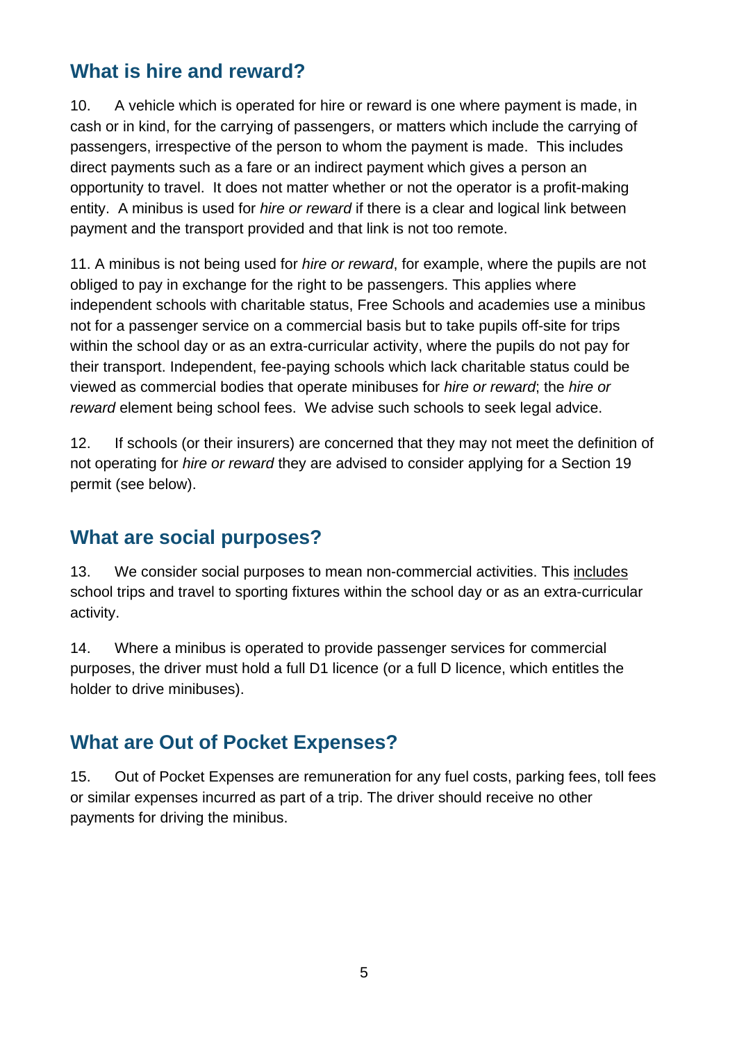## What is hire and reward?

10. A vehicle which is operated for hire or reward is one where payment is made, in cash or in kind, for the carrying of passengers, or matters which include the carrying of passengers, irrespective of the person to whom the payment is made. This includes direct payments such as a fare or an indirect payment which gives a person an opportunity to travel. It does not matter whether or not the operator is a profit-making entity. A minibus is used for *hire or reward* if there is a clear and logical link between payment and the transport provided and that link is not too remote.

11. A minibus is not being used for *hire or reward*, for example, where the pupils are not obliged to pay in exchange for the right to be passengers. This applies where independent schools with charitable status, Free Schools and academies use a minibus not for a passenger service on a commercial basis but to take pupils off-site for trips within the school day or as an extra-curricular activity, where the pupils do not pay for their transport. Independent, fee-paying schools which lack charitable status could be viewed as commercial bodies that operate minibuses for *hire or reward*; the *hire or reward* element being school fees. We advise such schools to seek legal advice.

12. If schools (or their insurers) are concerned that they may not meet the definition of not operating for *hire or reward* they are advised to consider applying for a Section 19 permit (see below).

## What are social purposes?

13. We consider social purposes to mean non-commercial activities. This <u>includes</u> school trips and travel to sporting fixtures within the school day or as an extra-curricular activity.

14. Where a minibus is operated to provide passenger services for commercial purposes, the driver must hold a full D1 licence (or a full D licence, which entitles the holder to drive minibuses).

## What are Out of Pocket Expenses?

15. Out of Pocket Expenses are remuneration for any fuel costs, parking fees, toll fees or similar expenses incurred as part of a trip. The driver should receive no other payments for driving the minibus.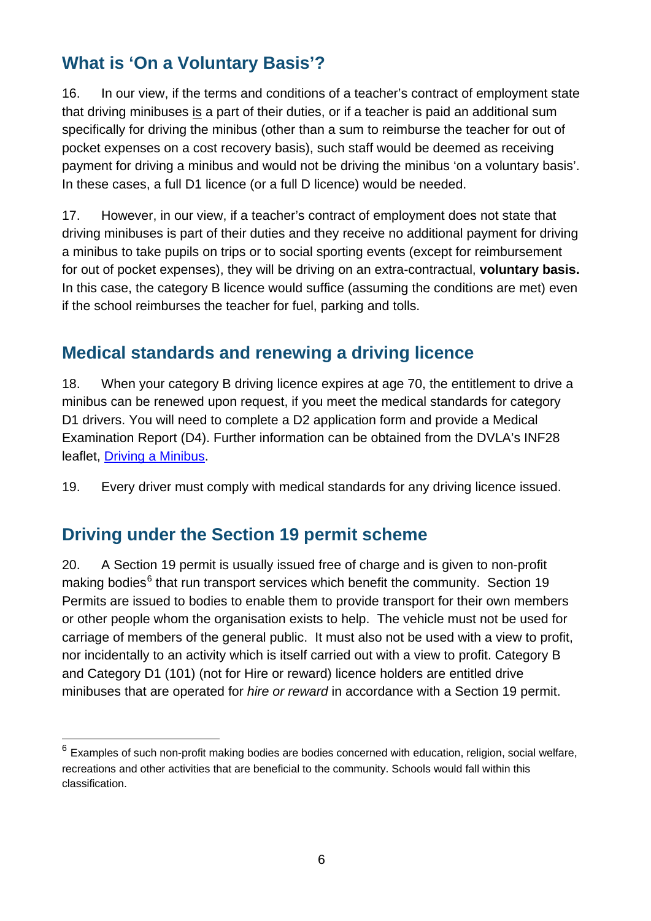## What is 'On a Voluntary Basis'?

16. In our view, if the terms and conditions of a teacher's contract of employment state that driving minibuses <u>is</u> a part of their duties, or if a teacher is paid an additional sum specifically for driving the minibus (other than a sum to reimburse the teacher for out of pocket expenses on a cost recovery basis), such staff would be deemed as receiving payment for driving a minibus and would not be driving the minibus 'on a voluntary basis'. In these cases, a full D1 licence (or a full D licence) would be needed.

17. However, in our view, if a teacher's contract of employment does not state that driving minibuses is part of their duties and they receive no additional payment for driving a minibus to take pupils on trips or to social sporting events (except for reimbursement for out of pocket expenses), they will be driving on an extra-contractual, **voluntary basis.** In this case, the category B licence would suffice (assuming the conditions are met) even if the school reimburses the teacher for fuel, parking and tolls.

## Medical standards and renewing a driving licence

18. When your category B driving licence expires at age 70, the entitlement to drive a minibus can be renewed upon request, if you meet the medical standards for category D1 drivers. You will need to complete a D2 application form and provide a Medical Examination Report (D4). Further information can be obtained from the DVLA's INF28 leaflet, [Driving a Minibus](Driving a Minibus).

19. Every driver must comply with medical standards for any driving licence issued.

## Driving under the Section 19 permit scheme

20. A Section 19 permit is usually issued free of charge and is given to non-profit making bodies[6] that run transport services which benefit the community. Section 19 Permits are issued to bodies to enable them to provide transport for their own members or other people whom the organisation exists to help. The vehicle must not be used for carriage of members of the general public. It must also not be used with a view to profit, nor incidentally to an activity which is itself carried out with a view to profit. Category B and Category D1 (101) (not for Hire or reward) licence holders are entitled drive minibuses that are operated for *hire or reward* in accordance with a Section 19 permit.

---

[6] Examples of such non-profit making bodies are bodies concerned with education, religion, social welfare, recreations and other activities that are beneficial to the community. Schools would fall within this classification.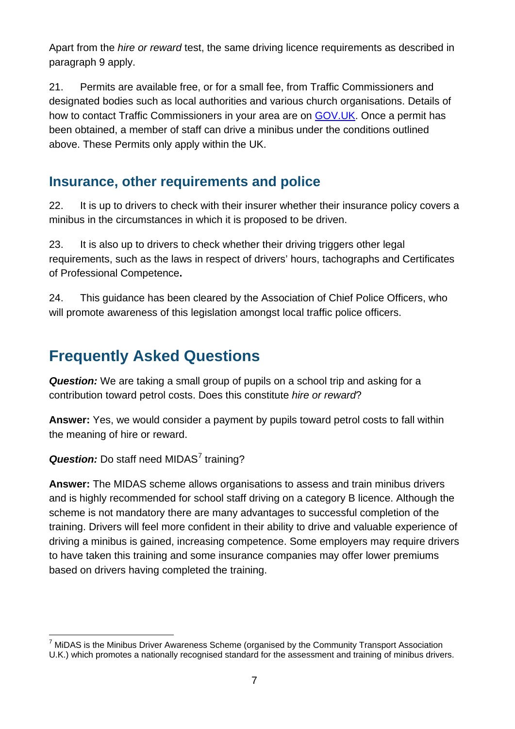Apart from the *hire or reward* test, the same driving licence requirements as described in paragraph 9 apply.

21. Permits are available free, or for a small fee, from Traffic Commissioners and designated bodies such as local authorities and various church organisations. Details of how to contact Traffic Commissioners in your area are on GOV.UK. Once a permit has been obtained, a member of staff can drive a minibus under the conditions outlined above. These Permits only apply within the UK.

## Insurance, other requirements and police

22. It is up to drivers to check with their insurer whether their insurance policy covers a minibus in the circumstances in which it is proposed to be driven.

23. It is also up to drivers to check whether their driving triggers other legal requirements, such as the laws in respect of drivers' hours, tachographs and Certificates of Professional Competence**.**

24. This guidance has been cleared by the Association of Chief Police Officers, who will promote awareness of this legislation amongst local traffic police officers.

# Frequently Asked Questions

***Question:*** We are taking a small group of pupils on a school trip and asking for a contribution toward petrol costs. Does this constitute *hire or reward*?

**Answer:** Yes, we would consider a payment by pupils toward petrol costs to fall within the meaning of hire or reward.

***Question:*** Do staff need MIDAS[7] training?

**Answer:** The MIDAS scheme allows organisations to assess and train minibus drivers and is highly recommended for school staff driving on a category B licence. Although the scheme is not mandatory there are many advantages to successful completion of the training. Drivers will feel more confident in their ability to drive and valuable experience of driving a minibus is gained, increasing competence. Some employers may require drivers to have taken this training and some insurance companies may offer lower premiums based on drivers having completed the training.

[7] MiDAS is the Minibus Driver Awareness Scheme (organised by the Community Transport Association U.K.) which promotes a nationally recognised standard for the assessment and training of minibus drivers.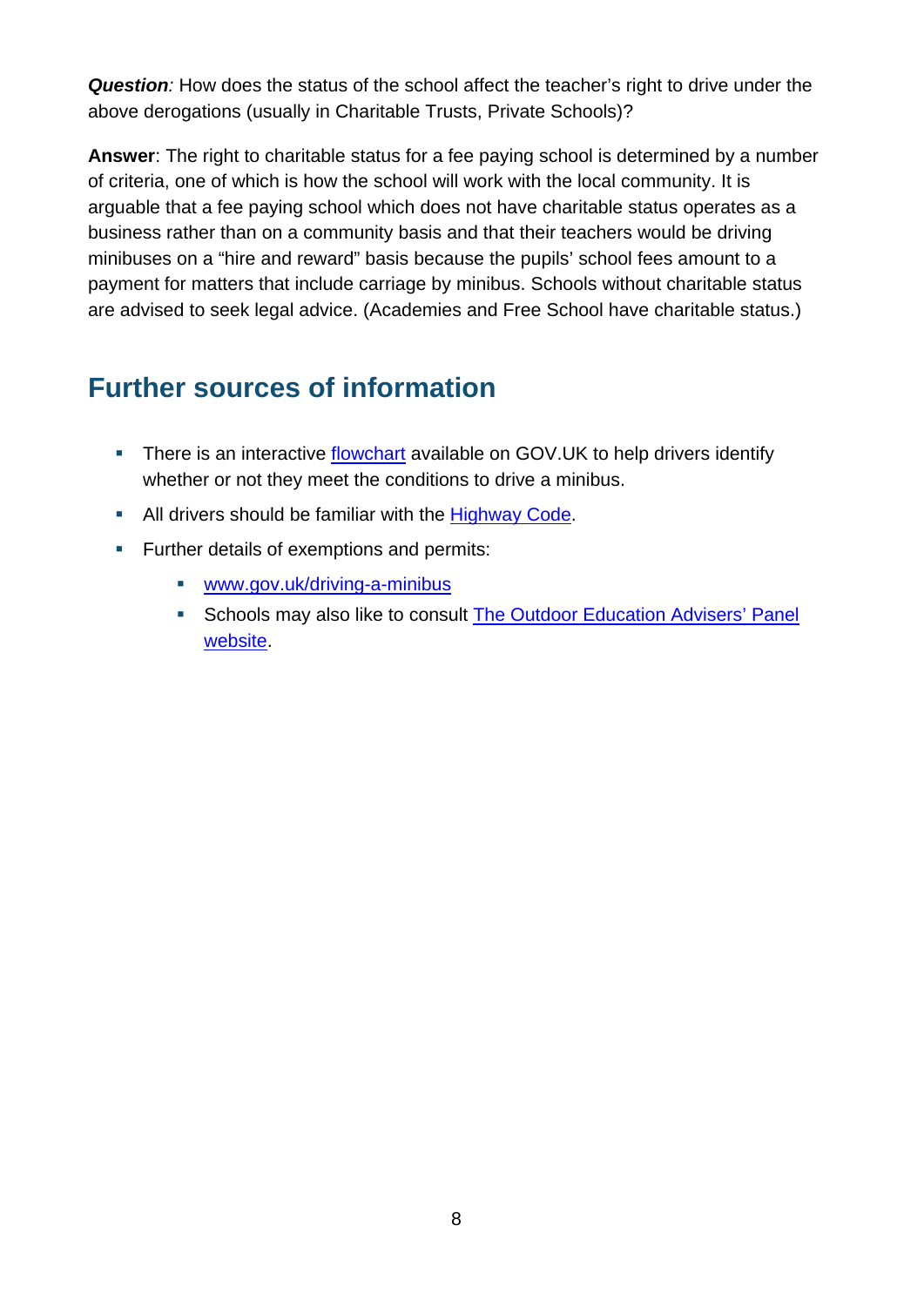***Question**:* How does the status of the school affect the teacher's right to drive under the above derogations (usually in Charitable Trusts, Private Schools)?

**Answer**: The right to charitable status for a fee paying school is determined by a number of criteria, one of which is how the school will work with the local community. It is arguable that a fee paying school which does not have charitable status operates as a business rather than on a community basis and that their teachers would be driving minibuses on a "hire and reward" basis because the pupils' school fees amount to a payment for matters that include carriage by minibus. Schools without charitable status are advised to seek legal advice. (Academies and Free School have charitable status.)

## Further sources of information

- There is an interactive flowchart available on GOV.UK to help drivers identify whether or not they meet the conditions to drive a minibus.
- All drivers should be familiar with the Highway Code.
- Further details of exemptions and permits:
  - www.gov.uk/driving-a-minibus
  - Schools may also like to consult The Outdoor Education Advisers' Panel website.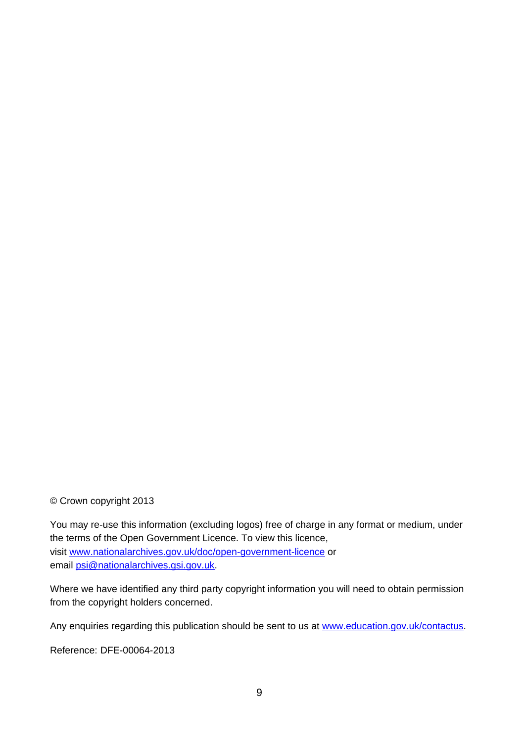© Crown copyright 2013

You may re-use this information (excluding logos) free of charge in any format or medium, under the terms of the Open Government Licence. To view this licence, visit [www.nationalarchives.gov.uk/doc/open-government-licence](http://www.nationalarchives.gov.uk/doc/open-government-licence) or email [psi@nationalarchives.gsi.gov.uk](mailto:psi@nationalarchives.gsi.gov.uk).

Where we have identified any third party copyright information you will need to obtain permission from the copyright holders concerned.

Any enquiries regarding this publication should be sent to us at [www.education.gov.uk/contactus](http://www.education.gov.uk/contactus).

Reference: DFE-00064-2013